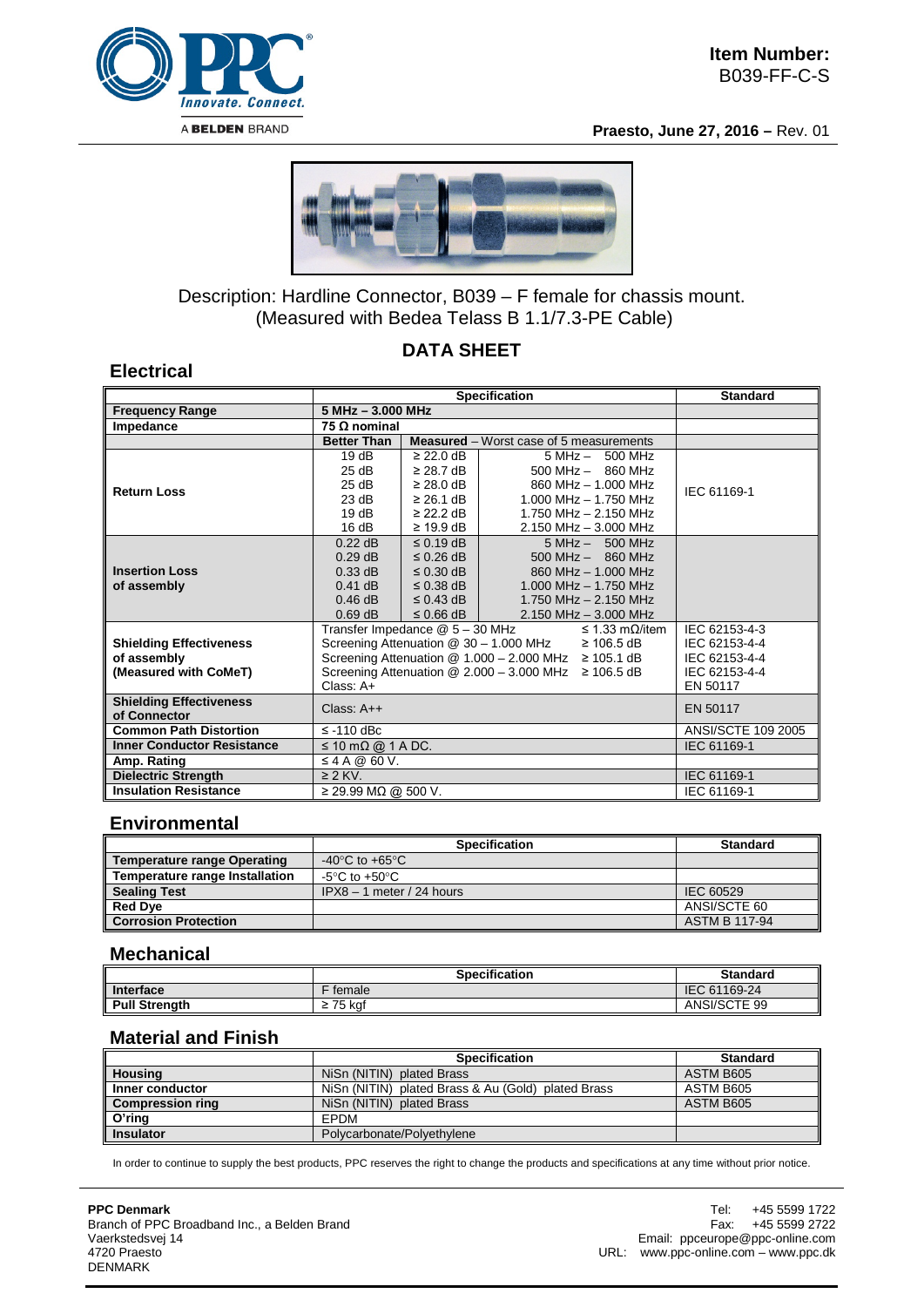**Item Number:**
B039-FF-C-S

**Praesto, June 27, 2016 –** Rev. 01

Description: Hardline Connector, B039 – F female for chassis mount.
(Measured with Bedea Telass B 1.1/7.3-PE Cable)

## DATA SHEET

### Electrical

| | Specification | | | Standard |
|---|---|---|---|---|
| **Frequency Range** | **5 MHz – 3.000 MHz** | | | |
| **Impedance** | **75 Ω nominal** | | | |
| | **Better Than** | **Measured** – Worst case of 5 measurements | | |
| **Return Loss** | 19 dB | ≥ 22.0 dB | 5 MHz – 500 MHz | IEC 61169-1 |
| | 25 dB | ≥ 28.7 dB | 500 MHz – 860 MHz | |
| | 25 dB | ≥ 28.0 dB | 860 MHz – 1.000 MHz | |
| | 23 dB | ≥ 26.1 dB | 1.000 MHz – 1.750 MHz | |
| | 19 dB | ≥ 22.2 dB | 1.750 MHz – 2.150 MHz | |
| | 16 dB | ≥ 19.9 dB | 2.150 MHz – 3.000 MHz | |
| **Insertion Loss of assembly** | 0.22 dB | ≤ 0.19 dB | 5 MHz – 500 MHz | |
| | 0.29 dB | ≤ 0.26 dB | 500 MHz – 860 MHz | |
| | 0.33 dB | ≤ 0.30 dB | 860 MHz – 1.000 MHz | |
| | 0.41 dB | ≤ 0.38 dB | 1.000 MHz – 1.750 MHz | |
| | 0.46 dB | ≤ 0.43 dB | 1.750 MHz – 2.150 MHz | |
| | 0.69 dB | ≤ 0.66 dB | 2.150 MHz – 3.000 MHz | |
| **Shielding Effectiveness of assembly (Measured with CoMeT)** | Transfer Impedance @ 5 – 30 MHz ≤ 1.33 mΩ/item | | | IEC 62153-4-3 |
| | Screening Attenuation @ 30 – 1.000 MHz ≥ 106.5 dB | | | IEC 62153-4-4 |
| | Screening Attenuation @ 1.000 – 2.000 MHz ≥ 105.1 dB | | | IEC 62153-4-4 |
| | Screening Attenuation @ 2.000 – 3.000 MHz ≥ 106.5 dB | | | IEC 62153-4-4 |
| | Class: A+ | | | EN 50117 |
| **Shielding Effectiveness of Connector** | Class: A++ | | | EN 50117 |
| **Common Path Distortion** | ≤ -110 dBc | | | ANSI/SCTE 109 2005 |
| **Inner Conductor Resistance** | ≤ 10 mΩ @ 1 A DC. | | | IEC 61169-1 |
| **Amp. Rating** | ≤ 4 A @ 60 V. | | | |
| **Dielectric Strength** | ≥ 2 KV. | | | IEC 61169-1 |
| **Insulation Resistance** | ≥ 29.99 MΩ @ 500 V. | | | IEC 61169-1 |

### Environmental

| | Specification | Standard |
|---|---|---|
| **Temperature range Operating** | -40°C to +65°C | |
| **Temperature range Installation** | -5°C to +50°C | |
| **Sealing Test** | IPX8 – 1 meter / 24 hours | IEC 60529 |
| **Red Dye** | | ANSI/SCTE 60 |
| **Corrosion Protection** | | ASTM B 117-94 |

### Mechanical

| | Specification | Standard |
|---|---|---|
| **Interface** | F female | IEC 61169-24 |
| **Pull Strength** | ≥ 75 kgf | ANSI/SCTE 99 |

### Material and Finish

| | Specification | Standard |
|---|---|---|
| **Housing** | NiSn (NITIN) plated Brass | ASTM B605 |
| **Inner conductor** | NiSn (NITIN) plated Brass & Au (Gold) plated Brass | ASTM B605 |
| **Compression ring** | NiSn (NITIN) plated Brass | ASTM B605 |
| **O'ring** | EPDM | |
| **Insulator** | Polycarbonate/Polyethylene | |

In order to continue to supply the best products, PPC reserves the right to change the products and specifications at any time without prior notice.

**PPC Denmark**
Branch of PPC Broadband Inc., a Belden Brand
Vaerkstedsvej 14
4720 Praesto
DENMARK

Tel: +45 5599 1722
Fax: +45 5599 2722
Email: ppceurope@ppc-online.com
URL: www.ppc-online.com – www.ppc.dk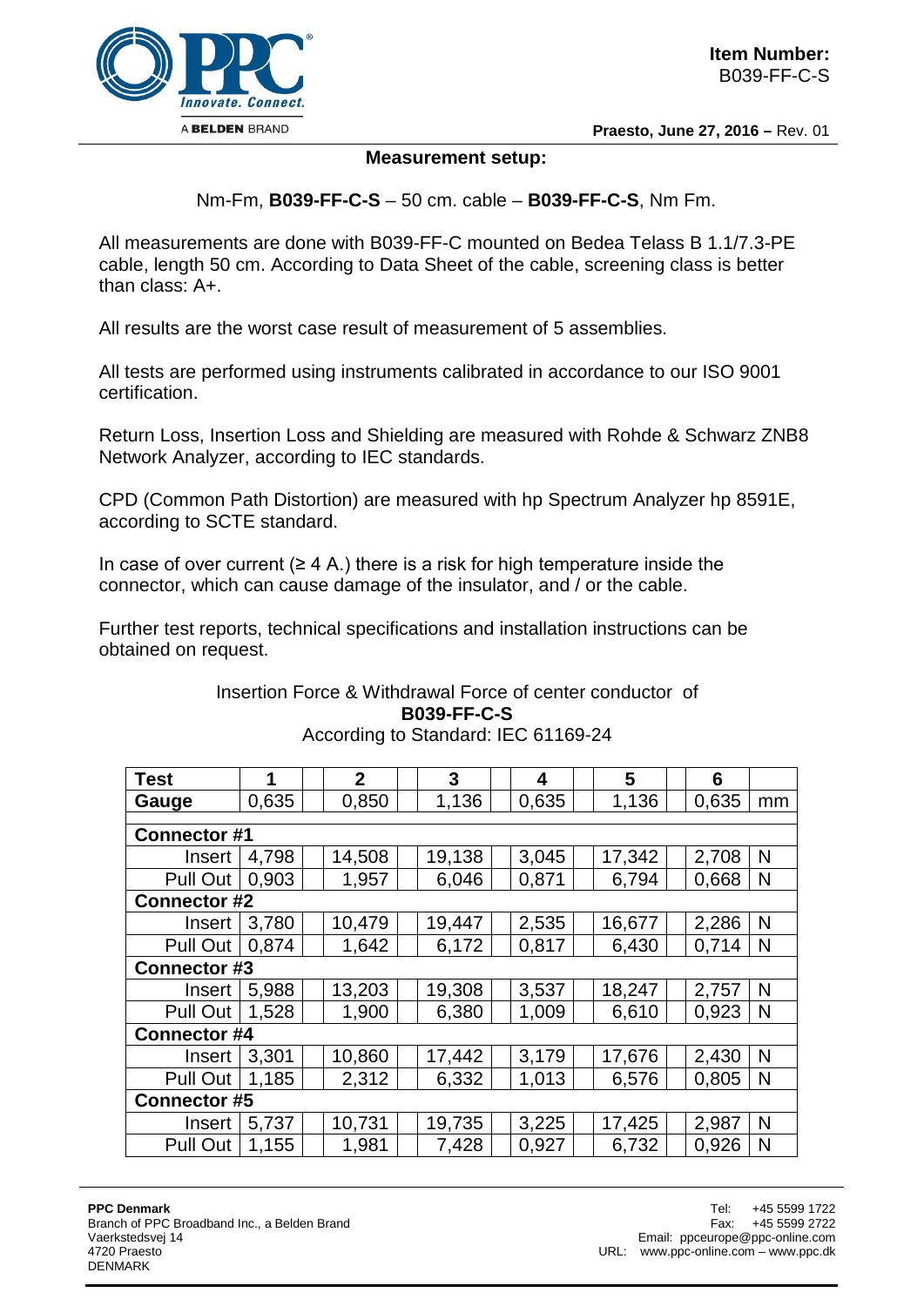**Item Number:**
B039-FF-C-S

**Praesto, June 27, 2016 –** Rev. 01

**Measurement setup:**

Nm-Fm, **B039-FF-C-S** – 50 cm. cable – **B039-FF-C-S**, Nm Fm.

All measurements are done with B039-FF-C mounted on Bedea Telass B 1.1/7.3-PE cable, length 50 cm. According to Data Sheet of the cable, screening class is better than class: A+.

All results are the worst case result of measurement of 5 assemblies.

All tests are performed using instruments calibrated in accordance to our ISO 9001 certification.

Return Loss, Insertion Loss and Shielding are measured with Rohde & Schwarz ZNB8 Network Analyzer, according to IEC standards.

CPD (Common Path Distortion) are measured with hp Spectrum Analyzer hp 8591E, according to SCTE standard.

In case of over current (≥ 4 A.) there is a risk for high temperature inside the connector, which can cause damage of the insulator, and / or the cable.

Further test reports, technical specifications and installation instructions can be obtained on request.

Insertion Force & Withdrawal Force of center conductor of
**B039-FF-C-S**
According to Standard: IEC 61169-24

| **Test** | **1** | **2** | **3** | **4** | **5** | **6** | |
|---|---|---|---|---|---|---|---|
| **Gauge** | 0,635 | 0,850 | 1,136 | 0,635 | 1,136 | 0,635 | mm |
| **Connector #1** | | | | | | | |
| Insert | 4,798 | 14,508 | 19,138 | 3,045 | 17,342 | 2,708 | N |
| Pull Out | 0,903 | 1,957 | 6,046 | 0,871 | 6,794 | 0,668 | N |
| **Connector #2** | | | | | | | |
| Insert | 3,780 | 10,479 | 19,447 | 2,535 | 16,677 | 2,286 | N |
| Pull Out | 0,874 | 1,642 | 6,172 | 0,817 | 6,430 | 0,714 | N |
| **Connector #3** | | | | | | | |
| Insert | 5,988 | 13,203 | 19,308 | 3,537 | 18,247 | 2,757 | N |
| Pull Out | 1,528 | 1,900 | 6,380 | 1,009 | 6,610 | 0,923 | N |
| **Connector #4** | | | | | | | |
| Insert | 3,301 | 10,860 | 17,442 | 3,179 | 17,676 | 2,430 | N |
| Pull Out | 1,185 | 2,312 | 6,332 | 1,013 | 6,576 | 0,805 | N |
| **Connector #5** | | | | | | | |
| Insert | 5,737 | 10,731 | 19,735 | 3,225 | 17,425 | 2,987 | N |
| Pull Out | 1,155 | 1,981 | 7,428 | 0,927 | 6,732 | 0,926 | N |

**PPC Denmark**
Branch of PPC Broadband Inc., a Belden Brand
Vaerkstedsvej 14
4720 Praesto
DENMARK

Tel: +45 5599 1722
Fax: +45 5599 2722
Email: ppceurope@ppc-online.com
URL: www.ppc-online.com – www.ppc.dk